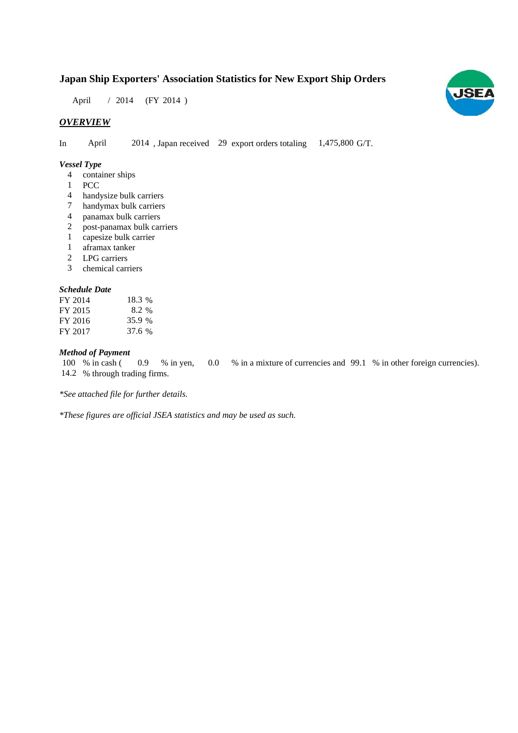# Japan Ship Exporters' Association Statistics for New Export Ship Orders

April / 2014 (FY 2014 )

## *OVERVIEW*

In April 2014 , Japan received 29 export orders totaling 1,475,800 G/T.

### *Vessel Type*

- 4 container ships
- 1 PCC
- 4 handysize bulk carriers
- 7 handymax bulk carriers
- 4 panamax bulk carriers
- 2 post-panamax bulk carriers
- 1 capesize bulk carrier
- 1 aframax tanker
- 2 LPG carriers
- 3 chemical carriers

### *Schedule Date*

| | |
|---|---|
| FY 2014 | 18.3 % |
| FY 2015 | 8.2 % |
| FY 2016 | 35.9 % |
| FY 2017 | 37.6 % |

### *Method of Payment*

100 % in cash ( 0.9 % in yen, 0.0 % in a mixture of currencies and 99.1 % in other foreign currencies).
14.2 % through trading firms.

*\*See attached file for further details.*

*\*These figures are official JSEA statistics and may be used as such.*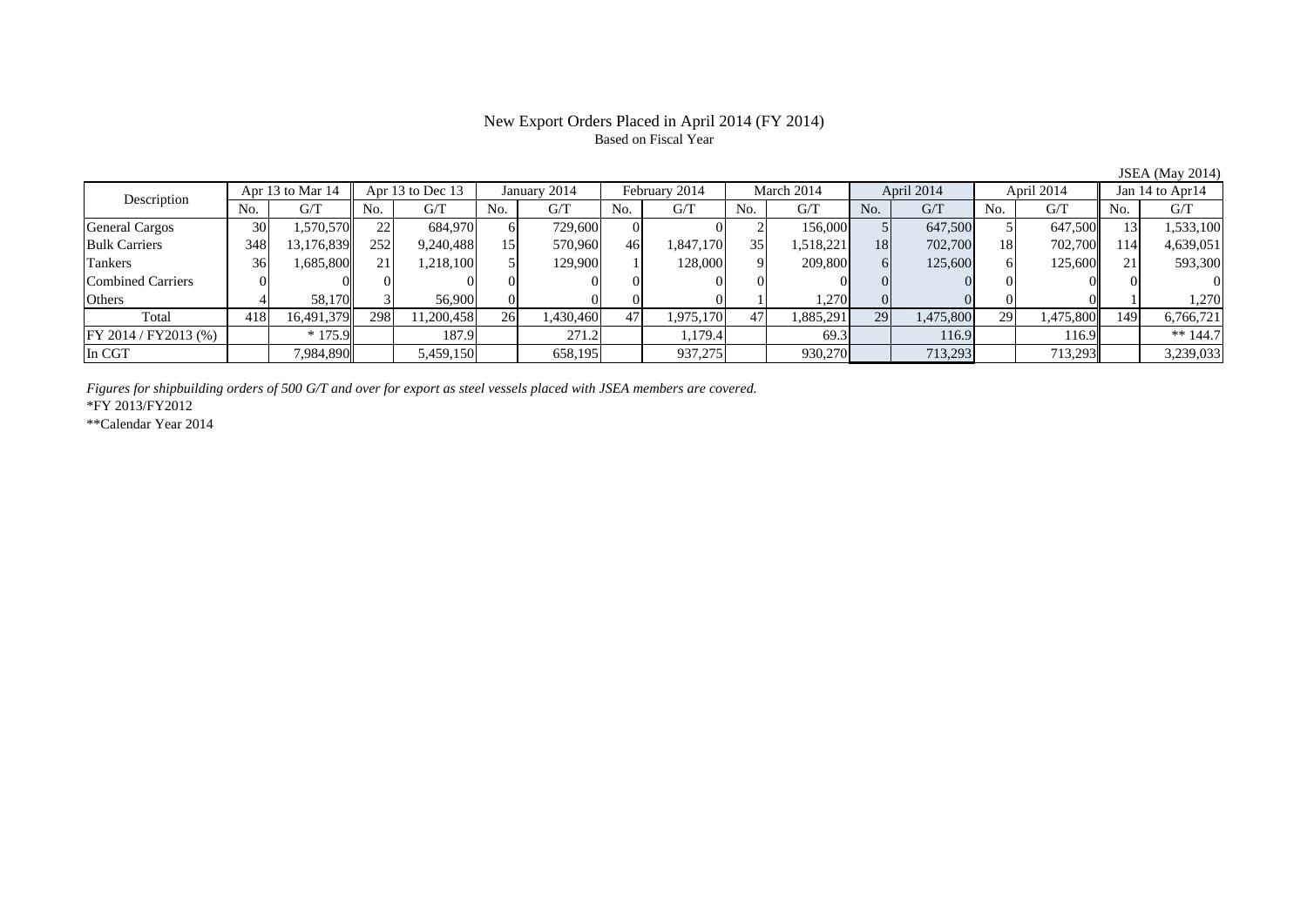# New Export Orders Placed in April 2014 (FY 2014)

Based on Fiscal Year

JSEA (May 2014)

| Description | Apr 13 to Mar 14 | | Apr 13 to Dec 13 | | January 2014 | | February 2014 | | March 2014 | | April 2014 | | April 2014 | | Jan 14 to Apr14 | |
|---|---|---|---|---|---|---|---|---|---|---|---|---|---|---|---|---|
| | No. | G/T | No. | G/T | No. | G/T | No. | G/T | No. | G/T | No. | G/T | No. | G/T | No. | G/T |
| General Cargos | 30 | 1,570,570 | 22 | 684,970 | 6 | 729,600 | 0 | 0 | 2 | 156,000 | 5 | 647,500 | 5 | 647,500 | 13 | 1,533,100 |
| Bulk Carriers | 348 | 13,176,839 | 252 | 9,240,488 | 15 | 570,960 | 46 | 1,847,170 | 35 | 1,518,221 | 18 | 702,700 | 18 | 702,700 | 114 | 4,639,051 |
| Tankers | 36 | 1,685,800 | 21 | 1,218,100 | 5 | 129,900 | 1 | 128,000 | 9 | 209,800 | 6 | 125,600 | 6 | 125,600 | 21 | 593,300 |
| Combined Carriers | 0 | 0 | 0 | 0 | 0 | 0 | 0 | 0 | 0 | 0 | 0 | 0 | 0 | 0 | 0 | 0 |
| Others | 4 | 58,170 | 3 | 56,900 | 0 | 0 | 0 | 0 | 1 | 1,270 | 0 | 0 | 0 | 0 | 1 | 1,270 |
| Total | 418 | 16,491,379 | 298 | 11,200,458 | 26 | 1,430,460 | 47 | 1,975,170 | 47 | 1,885,291 | 29 | 1,475,800 | 29 | 1,475,800 | 149 | 6,766,721 |
| FY 2014 / FY2013 (%) | | * 175.9 | | 187.9 | | 271.2 | | 1,179.4 | | 69.3 | | 116.9 | | 116.9 | | ** 144.7 |
| In CGT | | 7,984,890 | | 5,459,150 | | 658,195 | | 937,275 | | 930,270 | | 713,293 | | 713,293 | | 3,239,033 |

*Figures for shipbuilding orders of 500 G/T and over for export as steel vessels placed with JSEA members are covered.*

*FY 2013/FY2012

**Calendar Year 2014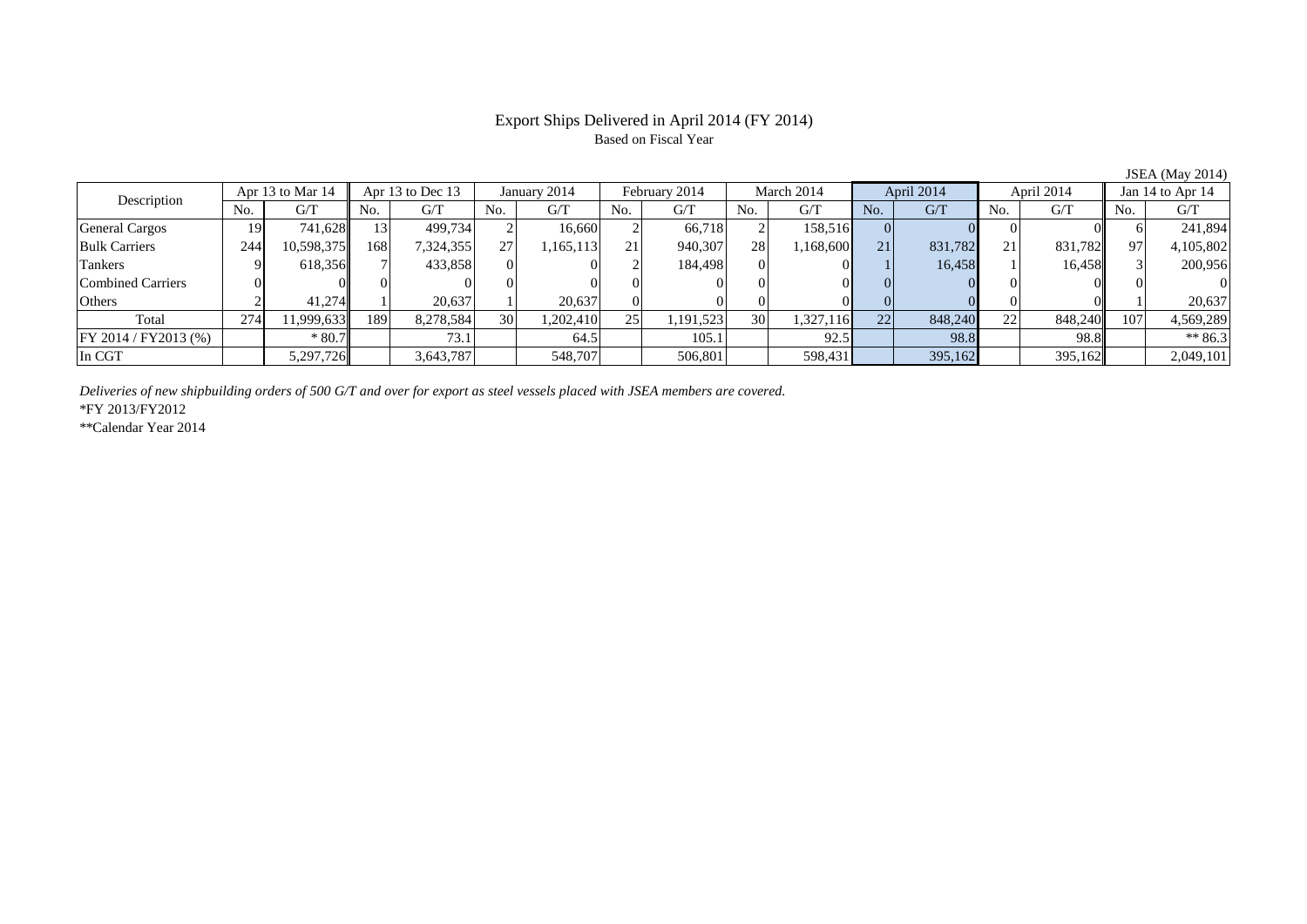# Export Ships Delivered in April 2014 (FY 2014)

Based on Fiscal Year

JSEA (May 2014)

| Description | Apr 13 to Mar 14 | | Apr 13 to Dec 13 | | January 2014 | | February 2014 | | March 2014 | | April 2014 | | April 2014 | | Jan 14 to Apr 14 | |
|---|---|---|---|---|---|---|---|---|---|---|---|---|---|---|---|---|
| | No. | G/T | No. | G/T | No. | G/T | No. | G/T | No. | G/T | No. | G/T | No. | G/T | No. | G/T |
| General Cargos | 19 | 741,628 | 13 | 499,734 | 2 | 16,660 | 2 | 66,718 | 2 | 158,516 | 0 | 0 | 0 | 0 | 6 | 241,894 |
| Bulk Carriers | 244 | 10,598,375 | 168 | 7,324,355 | 27 | 1,165,113 | 21 | 940,307 | 28 | 1,168,600 | 21 | 831,782 | 21 | 831,782 | 97 | 4,105,802 |
| Tankers | 9 | 618,356 | 7 | 433,858 | 0 | 0 | 2 | 184,498 | 0 | 0 | 1 | 16,458 | 1 | 16,458 | 3 | 200,956 |
| Combined Carriers | 0 | 0 | 0 | 0 | 0 | 0 | 0 | 0 | 0 | 0 | 0 | 0 | 0 | 0 | 0 | 0 |
| Others | 2 | 41,274 | 1 | 20,637 | 1 | 20,637 | 0 | 0 | 0 | 0 | 0 | 0 | 0 | 0 | 1 | 20,637 |
| Total | 274 | 11,999,633 | 189 | 8,278,584 | 30 | 1,202,410 | 25 | 1,191,523 | 30 | 1,327,116 | 22 | 848,240 | 22 | 848,240 | 107 | 4,569,289 |
| FY 2014 / FY2013 (%) | | * 80.7 | | 73.1 | | 64.5 | | 105.1 | | 92.5 | | 98.8 | | 98.8 | | ** 86.3 |
| In CGT | | 5,297,726 | | 3,643,787 | | 548,707 | | 506,801 | | 598,431 | | 395,162 | | 395,162 | | 2,049,101 |

*Deliveries of new shipbuilding orders of 500 G/T and over for export as steel vessels placed with JSEA members are covered.*

*FY 2013/FY2012

**Calendar Year 2014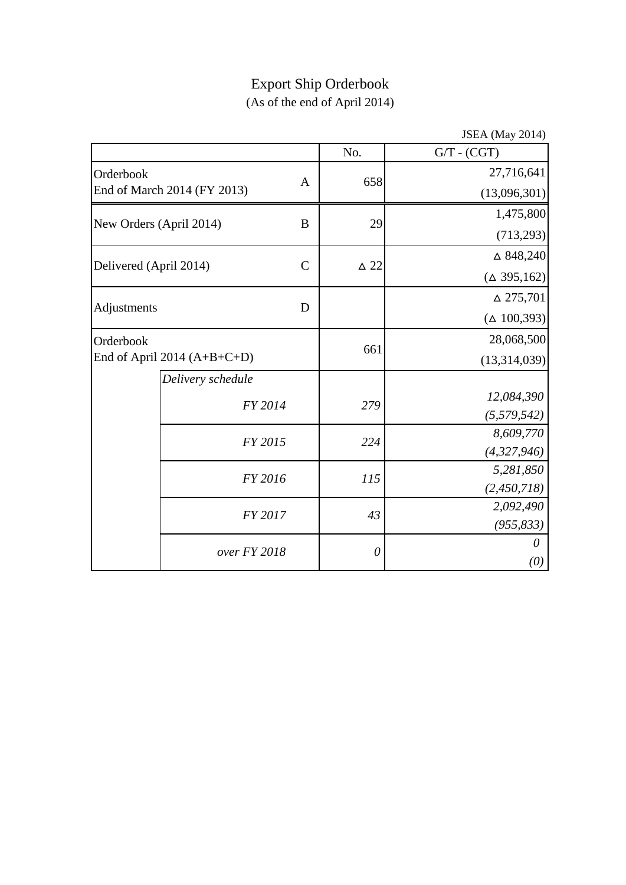# Export Ship Orderbook

(As of the end of April 2014)

JSEA (May 2014)

| | | | No. | G/T - (CGT) |
|---|---|---|---|---|
| Orderbook End of March 2014 (FY 2013) | | A | 658 | 27,716,641 (13,096,301) |
| New Orders (April 2014) | | B | 29 | 1,475,800 (713,293) |
| Delivered (April 2014) | | C | ∆ 22 | ∆ 848,240 (∆ 395,162) |
| Adjustments | | D | | ∆ 275,701 (∆ 100,393) |
| Orderbook End of April 2014 (A+B+C+D) | | | 661 | 28,068,500 (13,314,039) |
| | *Delivery schedule* | | | |
| | *FY 2014* | | *279* | *12,084,390* *(5,579,542)* |
| | *FY 2015* | | *224* | *8,609,770* *(4,327,946)* |
| | *FY 2016* | | *115* | *5,281,850* *(2,450,718)* |
| | *FY 2017* | | *43* | *2,092,490* *(955,833)* |
| | *over FY 2018* | | *0* | *0* *(0)* |